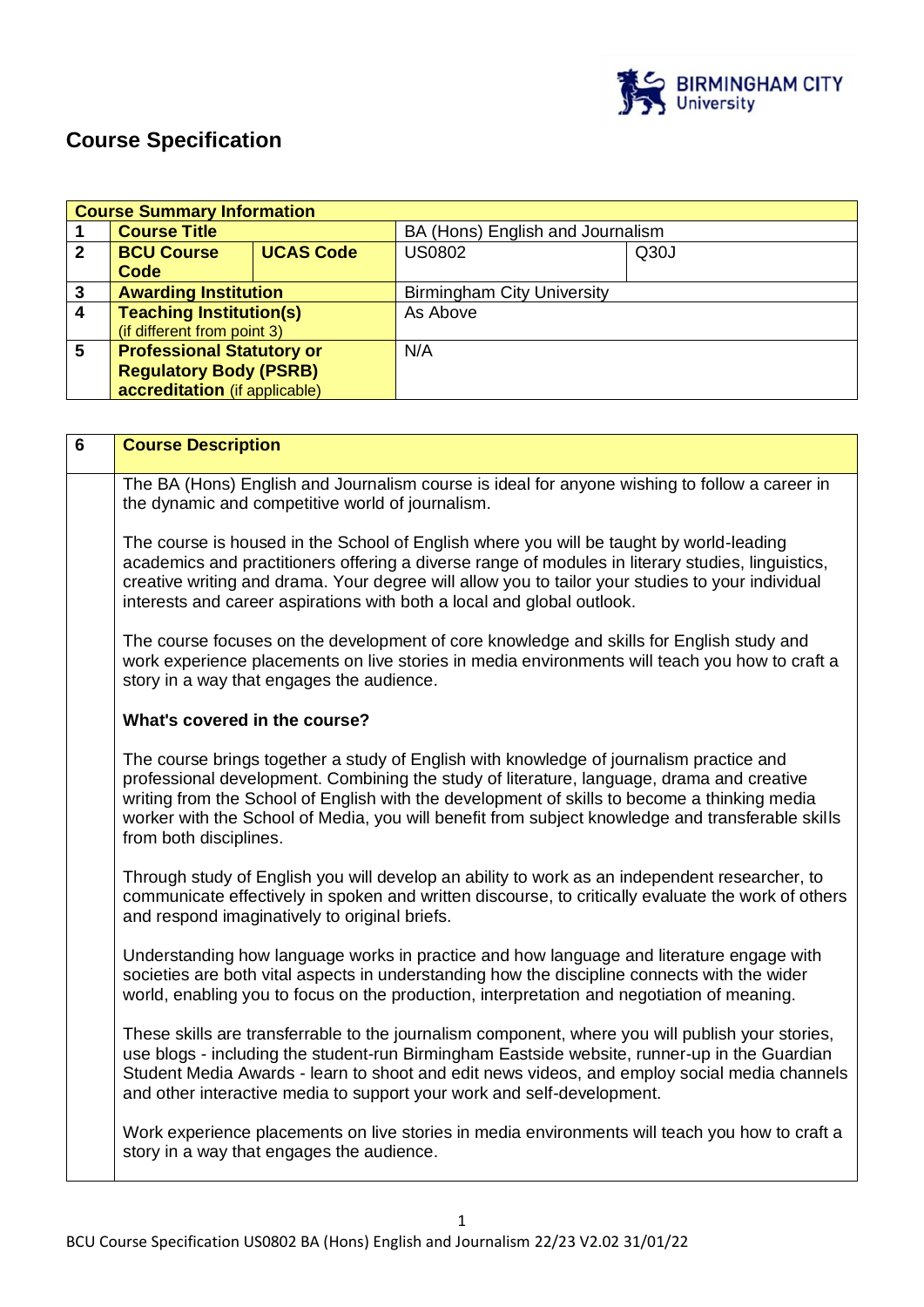# Course Specification

| Course Summary Information | | | | |
|---|---|---|---|---|
| 1 | **Course Title** | | BA (Hons) English and Journalism | |
| 2 | **BCU Course Code** | **UCAS Code** | US0802 | Q30J |
| 3 | **Awarding Institution** | | Birmingham City University | |
| 4 | **Teaching Institution(s)** (if different from point 3) | | As Above | |
| 5 | **Professional Statutory or Regulatory Body (PSRB) accreditation** (if applicable) | | N/A | |

| 6 | Course Description |
|---|---|
| | The BA (Hons) English and Journalism course is ideal for anyone wishing to follow a career in the dynamic and competitive world of journalism.<br><br>The course is housed in the School of English where you will be taught by world-leading academics and practitioners offering a diverse range of modules in literary studies, linguistics, creative writing and drama. Your degree will allow you to tailor your studies to your individual interests and career aspirations with both a local and global outlook.<br><br>The course focuses on the development of core knowledge and skills for English study and work experience placements on live stories in media environments will teach you how to craft a story in a way that engages the audience.<br><br>**What's covered in the course?**<br><br>The course brings together a study of English with knowledge of journalism practice and professional development. Combining the study of literature, language, drama and creative writing from the School of English with the development of skills to become a thinking media worker with the School of Media, you will benefit from subject knowledge and transferable skills from both disciplines.<br><br>Through study of English you will develop an ability to work as an independent researcher, to communicate effectively in spoken and written discourse, to critically evaluate the work of others and respond imaginatively to original briefs.<br><br>Understanding how language works in practice and how language and literature engage with societies are both vital aspects in understanding how the discipline connects with the wider world, enabling you to focus on the production, interpretation and negotiation of meaning.<br><br>These skills are transferrable to the journalism component, where you will publish your stories, use blogs - including the student-run Birmingham Eastside website, runner-up in the Guardian Student Media Awards - learn to shoot and edit news videos, and employ social media channels and other interactive media to support your work and self-development.<br><br>Work experience placements on live stories in media environments will teach you how to craft a story in a way that engages the audience. |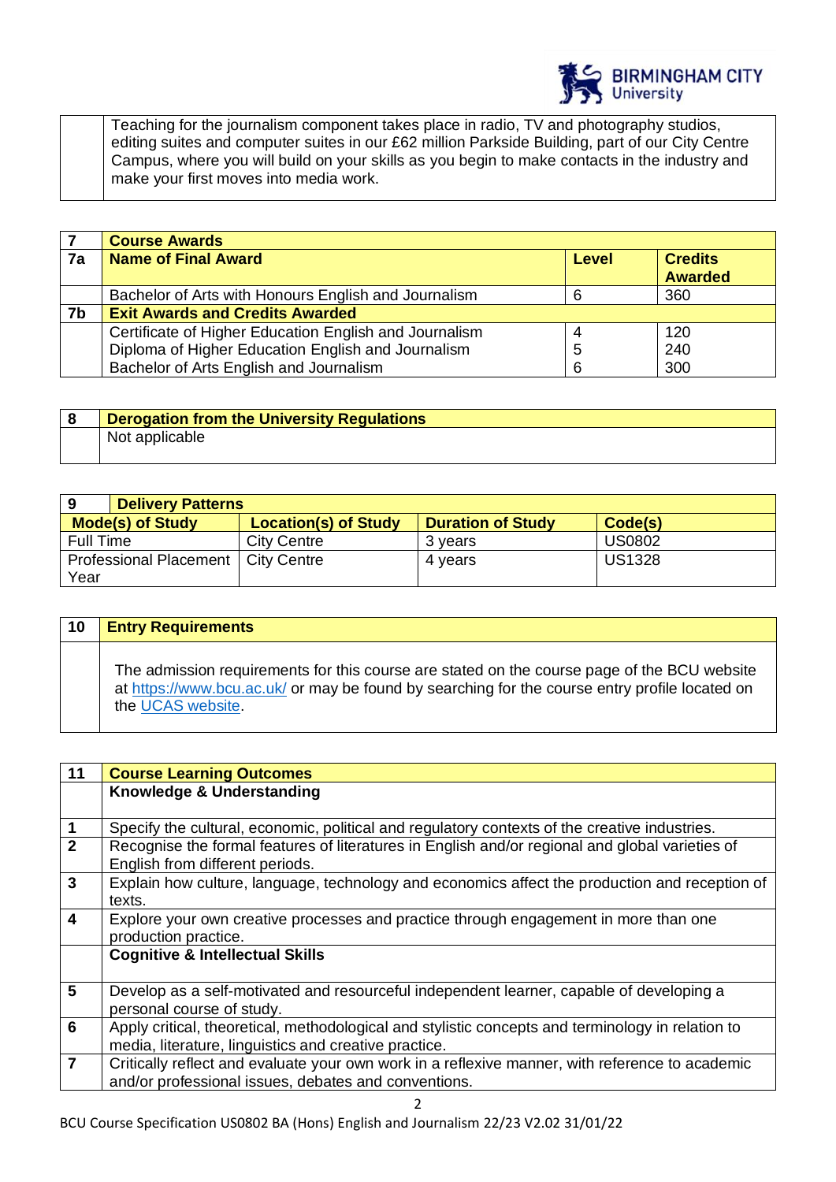| | Teaching for the journalism component takes place in radio, TV and photography studios, editing suites and computer suites in our £62 million Parkside Building, part of our City Centre Campus, where you will build on your skills as you begin to make contacts in the industry and make your first moves into media work. |
|---|---|

| 7 | Course Awards | | |
|---|---|---|---|
| **7a** | **Name of Final Award** | **Level** | **Credits Awarded** |
| | Bachelor of Arts with Honours English and Journalism | 6 | 360 |
| **7b** | **Exit Awards and Credits Awarded** | | |
| | Certificate of Higher Education English and Journalism<br>Diploma of Higher Education English and Journalism<br>Bachelor of Arts English and Journalism | 4<br>5<br>6 | 120<br>240<br>300 |

| 8 | Derogation from the University Regulations |
|---|---|
| | Not applicable |

| 9 | Delivery Patterns | | |
|---|---|---|---|
| **Mode(s) of Study** | **Location(s) of Study** | **Duration of Study** | **Code(s)** |
| Full Time | City Centre | 3 years | US0802 |
| Professional Placement Year | City Centre | 4 years | US1328 |

| 10 | Entry Requirements |
|---|---|
| | The admission requirements for this course are stated on the course page of the BCU website at https://www.bcu.ac.uk/ or may be found by searching for the course entry profile located on the UCAS website. |

| 11 | Course Learning Outcomes |
|---|---|
| | **Knowledge & Understanding** |
| **1** | Specify the cultural, economic, political and regulatory contexts of the creative industries. |
| **2** | Recognise the formal features of literatures in English and/or regional and global varieties of English from different periods. |
| **3** | Explain how culture, language, technology and economics affect the production and reception of texts. |
| **4** | Explore your own creative processes and practice through engagement in more than one production practice. |
| | **Cognitive & Intellectual Skills** |
| **5** | Develop as a self-motivated and resourceful independent learner, capable of developing a personal course of study. |
| **6** | Apply critical, theoretical, methodological and stylistic concepts and terminology in relation to media, literature, linguistics and creative practice. |
| **7** | Critically reflect and evaluate your own work in a reflexive manner, with reference to academic and/or professional issues, debates and conventions. |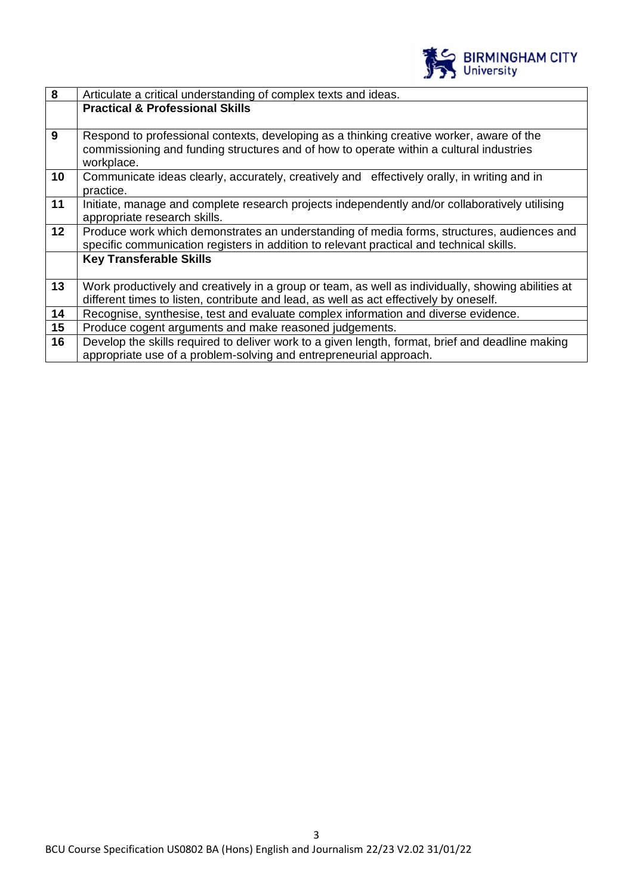| | |
|---|---|
| 8 | Articulate a critical understanding of complex texts and ideas. |
| | **Practical & Professional Skills** |
| 9 | Respond to professional contexts, developing as a thinking creative worker, aware of the commissioning and funding structures and of how to operate within a cultural industries workplace. |
| 10 | Communicate ideas clearly, accurately, creatively and effectively orally, in writing and in practice. |
| 11 | Initiate, manage and complete research projects independently and/or collaboratively utilising appropriate research skills. |
| 12 | Produce work which demonstrates an understanding of media forms, structures, audiences and specific communication registers in addition to relevant practical and technical skills. |
| | **Key Transferable Skills** |
| 13 | Work productively and creatively in a group or team, as well as individually, showing abilities at different times to listen, contribute and lead, as well as act effectively by oneself. |
| 14 | Recognise, synthesise, test and evaluate complex information and diverse evidence. |
| 15 | Produce cogent arguments and make reasoned judgements. |
| 16 | Develop the skills required to deliver work to a given length, format, brief and deadline making appropriate use of a problem-solving and entrepreneurial approach. |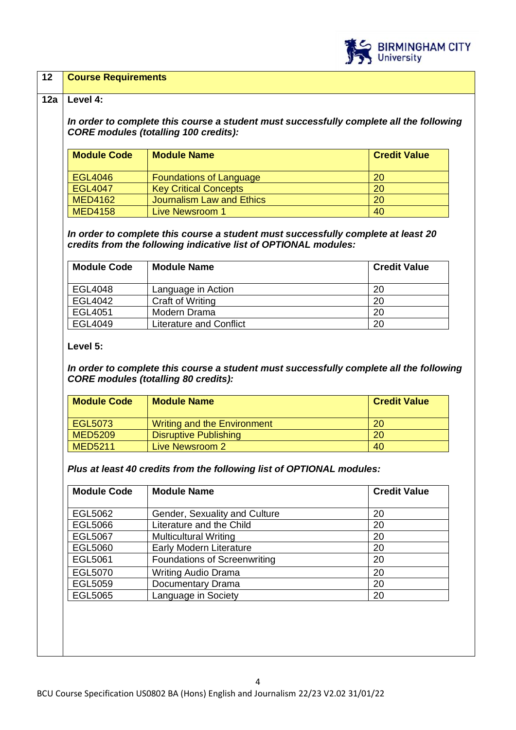## 12 Course Requirements

### 12a Level 4:

***In order to complete this course a student must successfully complete all the following CORE modules (totalling 100 credits):***

| Module Code | Module Name | Credit Value |
|---|---|---|
| EGL4046 | Foundations of Language | 20 |
| EGL4047 | Key Critical Concepts | 20 |
| MED4162 | Journalism Law and Ethics | 20 |
| MED4158 | Live Newsroom 1 | 40 |

***In order to complete this course a student must successfully complete at least 20 credits from the following indicative list of OPTIONAL modules:***

| Module Code | Module Name | Credit Value |
|---|---|---|
| EGL4048 | Language in Action | 20 |
| EGL4042 | Craft of Writing | 20 |
| EGL4051 | Modern Drama | 20 |
| EGL4049 | Literature and Conflict | 20 |

### Level 5:

***In order to complete this course a student must successfully complete all the following CORE modules (totalling 80 credits):***

| Module Code | Module Name | Credit Value |
|---|---|---|
| EGL5073 | Writing and the Environment | 20 |
| MED5209 | Disruptive Publishing | 20 |
| MED5211 | Live Newsroom 2 | 40 |

***Plus at least 40 credits from the following list of OPTIONAL modules:***

| Module Code | Module Name | Credit Value |
|---|---|---|
| EGL5062 | Gender, Sexuality and Culture | 20 |
| EGL5066 | Literature and the Child | 20 |
| EGL5067 | Multicultural Writing | 20 |
| EGL5060 | Early Modern Literature | 20 |
| EGL5061 | Foundations of Screenwriting | 20 |
| EGL5070 | Writing Audio Drama | 20 |
| EGL5059 | Documentary Drama | 20 |
| EGL5065 | Language in Society | 20 |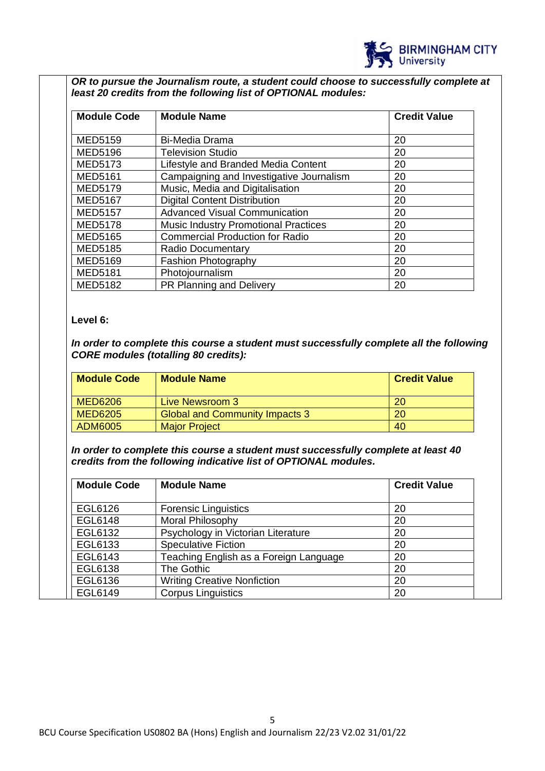***OR to pursue the Journalism route, a student could choose to successfully complete at least 20 credits from the following list of OPTIONAL modules:***

| Module Code | Module Name | Credit Value |
|---|---|---|
| MED5159 | Bi-Media Drama | 20 |
| MED5196 | Television Studio | 20 |
| MED5173 | Lifestyle and Branded Media Content | 20 |
| MED5161 | Campaigning and Investigative Journalism | 20 |
| MED5179 | Music, Media and Digitalisation | 20 |
| MED5167 | Digital Content Distribution | 20 |
| MED5157 | Advanced Visual Communication | 20 |
| MED5178 | Music Industry Promotional Practices | 20 |
| MED5165 | Commercial Production for Radio | 20 |
| MED5185 | Radio Documentary | 20 |
| MED5169 | Fashion Photography | 20 |
| MED5181 | Photojournalism | 20 |
| MED5182 | PR Planning and Delivery | 20 |

**Level 6:**

***In order to complete this course a student must successfully complete all the following CORE modules (totalling 80 credits):***

| Module Code | Module Name | Credit Value |
|---|---|---|
| MED6206 | Live Newsroom 3 | 20 |
| MED6205 | Global and Community Impacts 3 | 20 |
| ADM6005 | Major Project | 40 |

***In order to complete this course a student must successfully complete at least 40 credits from the following indicative list of OPTIONAL modules.***

| Module Code | Module Name | Credit Value |
|---|---|---|
| EGL6126 | Forensic Linguistics | 20 |
| EGL6148 | Moral Philosophy | 20 |
| EGL6132 | Psychology in Victorian Literature | 20 |
| EGL6133 | Speculative Fiction | 20 |
| EGL6143 | Teaching English as a Foreign Language | 20 |
| EGL6138 | The Gothic | 20 |
| EGL6136 | Writing Creative Nonfiction | 20 |
| EGL6149 | Corpus Linguistics | 20 |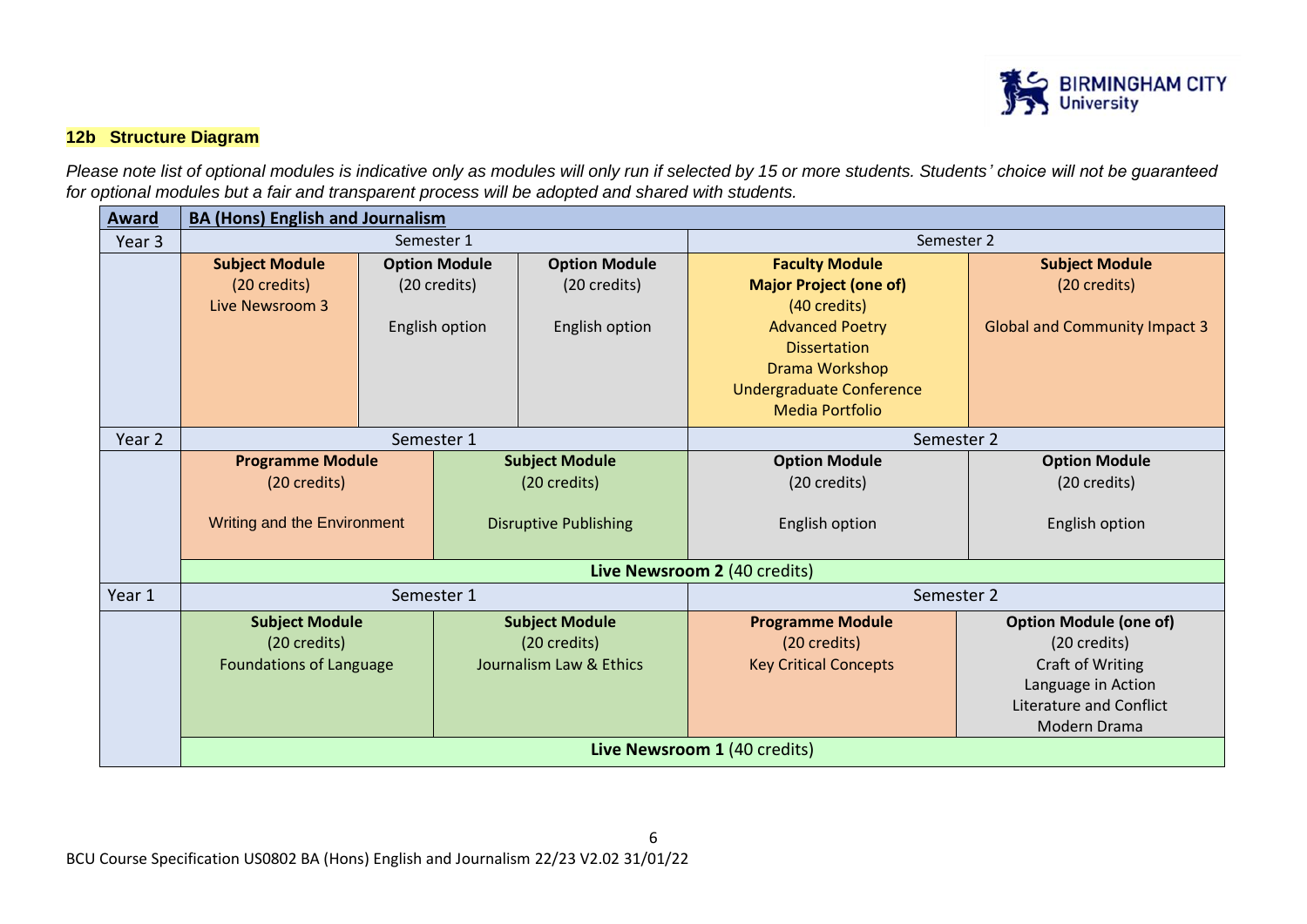## 12b Structure Diagram

*Please note list of optional modules is indicative only as modules will only run if selected by 15 or more students. Students' choice will not be guaranteed for optional modules but a fair and transparent process will be adopted and shared with students.*

| Award | BA (Hons) English and Journalism | | | | |
|---|---|---|---|---|---|
| Year 3 | Semester 1 | | | Semester 2 | |
| | **Subject Module** (20 credits) Live Newsroom 3 | **Option Module** (20 credits) English option | **Option Module** (20 credits) English option | **Faculty Module** **Major Project (one of)** (40 credits) Advanced Poetry Dissertation Drama Workshop Undergraduate Conference Media Portfolio | **Subject Module** (20 credits) Global and Community Impact 3 |
| Year 2 | Semester 1 | | | Semester 2 | |
| | **Programme Module** (20 credits) Writing and the Environment | **Subject Module** (20 credits) Disruptive Publishing | | **Option Module** (20 credits) English option | **Option Module** (20 credits) English option |
| | **Live Newsroom 2** (40 credits) | | | | |
| Year 1 | Semester 1 | | | Semester 2 | |
| | **Subject Module** (20 credits) Foundations of Language | **Subject Module** (20 credits) Journalism Law & Ethics | | **Programme Module** (20 credits) Key Critical Concepts | **Option Module (one of)** (20 credits) Craft of Writing Language in Action Literature and Conflict Modern Drama |
| | **Live Newsroom 1** (40 credits) | | | | |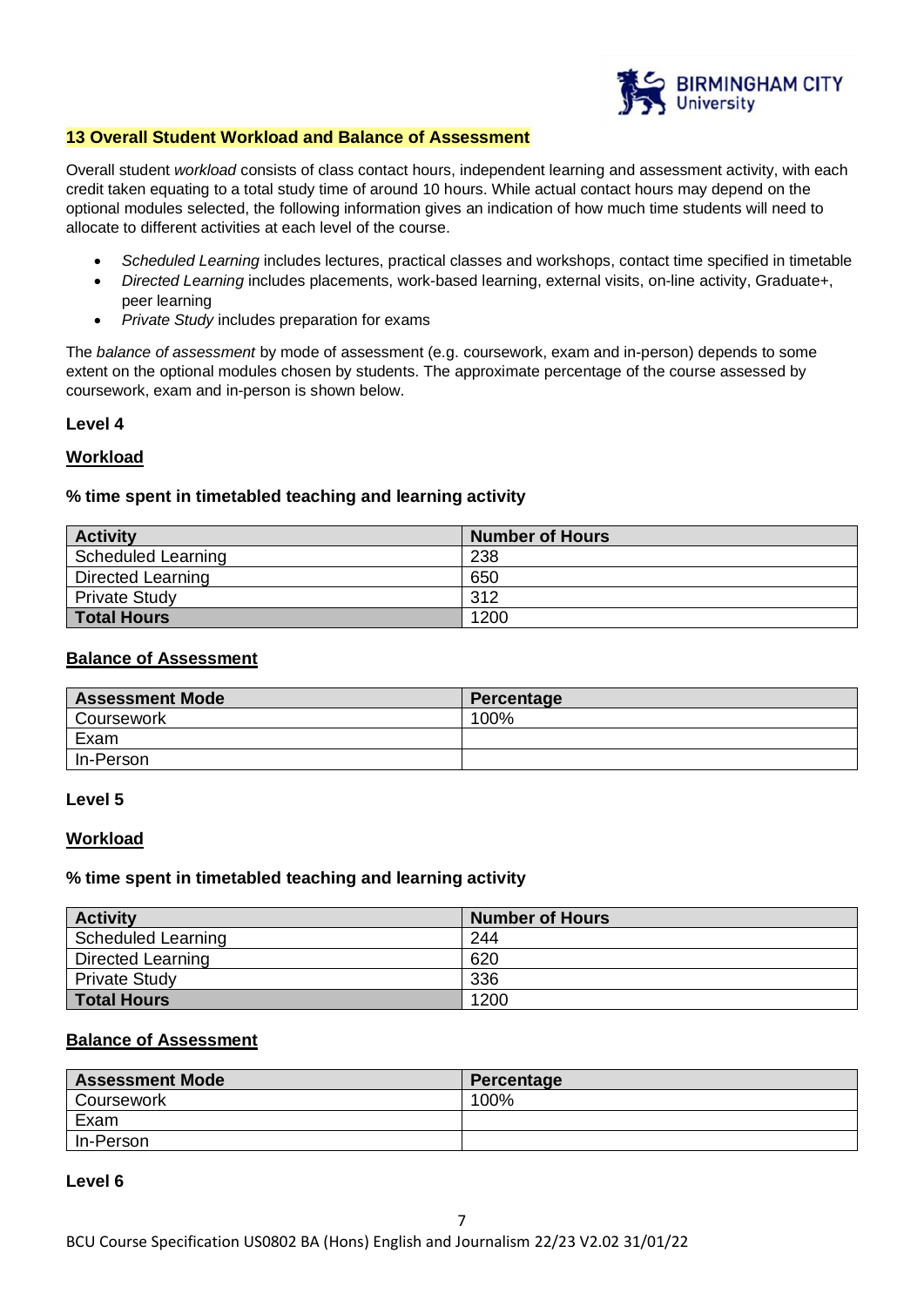## 13 Overall Student Workload and Balance of Assessment

Overall student *workload* consists of class contact hours, independent learning and assessment activity, with each credit taken equating to a total study time of around 10 hours. While actual contact hours may depend on the optional modules selected, the following information gives an indication of how much time students will need to allocate to different activities at each level of the course.

- *Scheduled Learning* includes lectures, practical classes and workshops, contact time specified in timetable
- *Directed Learning* includes placements, work-based learning, external visits, on-line activity, Graduate+, peer learning
- *Private Study* includes preparation for exams

The *balance of assessment* by mode of assessment (e.g. coursework, exam and in-person) depends to some extent on the optional modules chosen by students. The approximate percentage of the course assessed by coursework, exam and in-person is shown below.

**Level 4**

**Workload**

**% time spent in timetabled teaching and learning activity**

| Activity | Number of Hours |
|---|---|
| Scheduled Learning | 238 |
| Directed Learning | 650 |
| Private Study | 312 |
| **Total Hours** | 1200 |

**Balance of Assessment**

| Assessment Mode | Percentage |
|---|---|
| Coursework | 100% |
| Exam | |
| In-Person | |

**Level 5**

**Workload**

**% time spent in timetabled teaching and learning activity**

| Activity | Number of Hours |
|---|---|
| Scheduled Learning | 244 |
| Directed Learning | 620 |
| Private Study | 336 |
| **Total Hours** | 1200 |

**Balance of Assessment**

| Assessment Mode | Percentage |
|---|---|
| Coursework | 100% |
| Exam | |
| In-Person | |

**Level 6**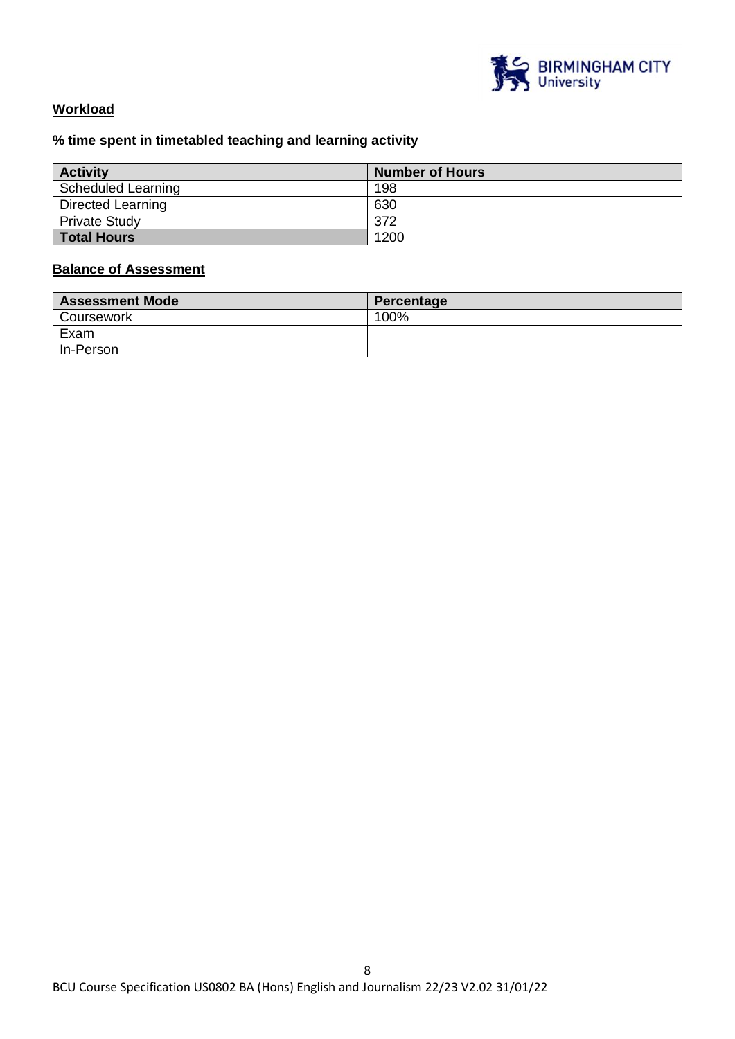**Workload**

**% time spent in timetabled teaching and learning activity**

| Activity | Number of Hours |
|---|---|
| Scheduled Learning | 198 |
| Directed Learning | 630 |
| Private Study | 372 |
| **Total Hours** | 1200 |

**Balance of Assessment**

| Assessment Mode | Percentage |
|---|---|
| Coursework | 100% |
| Exam | |
| In-Person | |